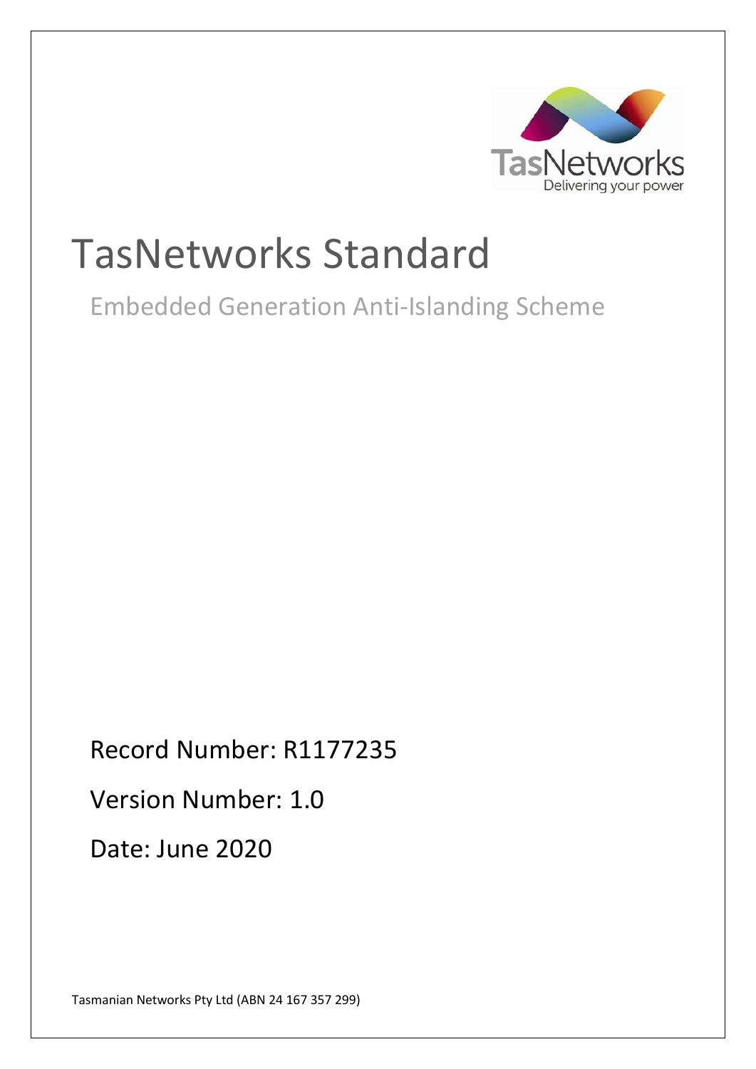# TasNetworks Standard

## Embedded Generation Anti-Islanding Scheme

Record Number: R1177235

Version Number: 1.0

Date: June 2020

Tasmanian Networks Pty Ltd (ABN 24 167 357 299)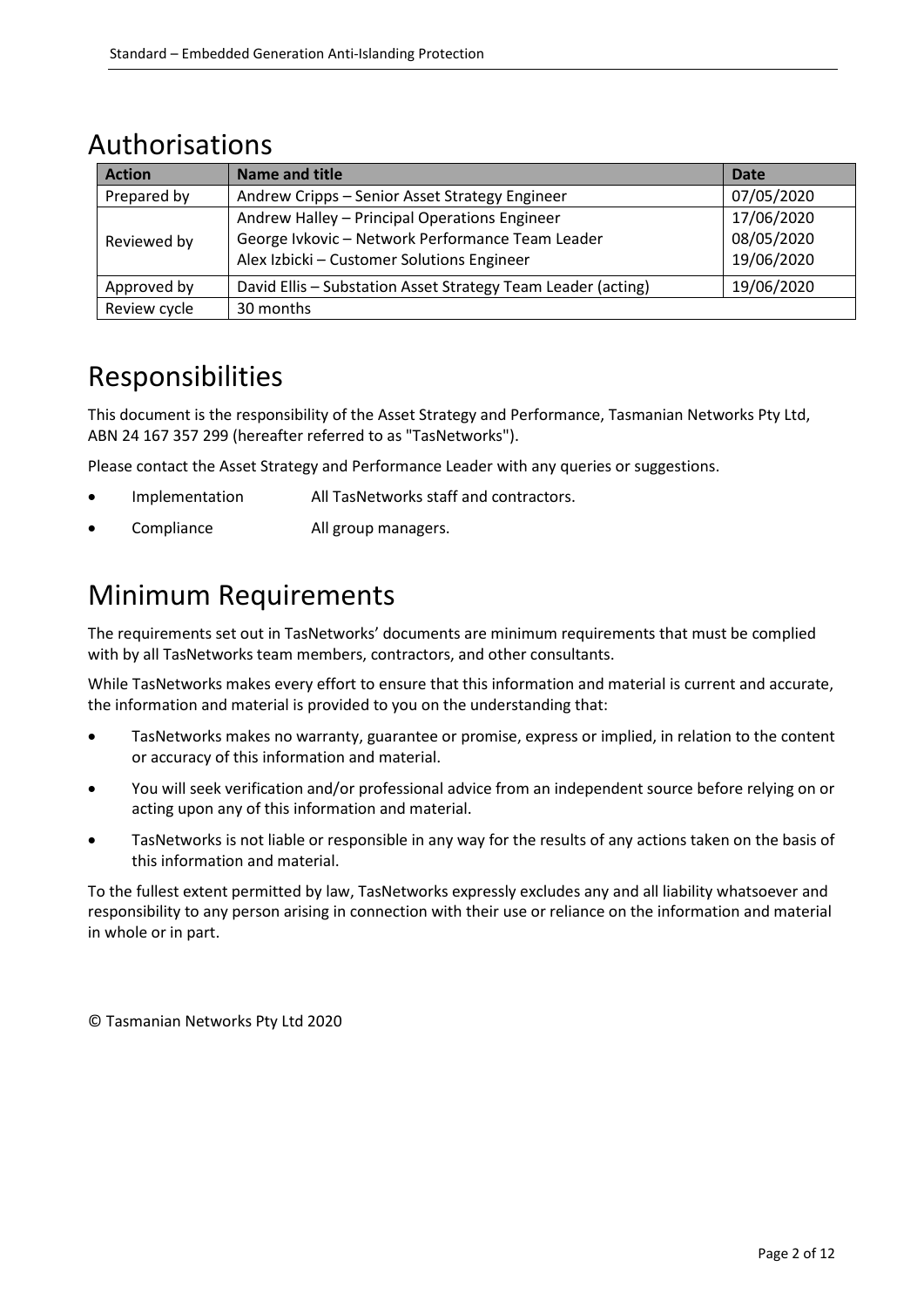# Authorisations

| Action | Name and title | Date |
| --- | --- | --- |
| Prepared by | Andrew Cripps – Senior Asset Strategy Engineer | 07/05/2020 |
| Reviewed by | Andrew Halley – Principal Operations Engineer<br>George Ivkovic – Network Performance Team Leader<br>Alex Izbicki – Customer Solutions Engineer | 17/06/2020<br>08/05/2020<br>19/06/2020 |
| Approved by | David Ellis – Substation Asset Strategy Team Leader (acting) | 19/06/2020 |
| Review cycle | 30 months | |

# Responsibilities

This document is the responsibility of the Asset Strategy and Performance, Tasmanian Networks Pty Ltd, ABN 24 167 357 299 (hereafter referred to as "TasNetworks").

Please contact the Asset Strategy and Performance Leader with any queries or suggestions.

- Implementation All TasNetworks staff and contractors.
- Compliance All group managers.

# Minimum Requirements

The requirements set out in TasNetworks' documents are minimum requirements that must be complied with by all TasNetworks team members, contractors, and other consultants.

While TasNetworks makes every effort to ensure that this information and material is current and accurate, the information and material is provided to you on the understanding that:

- TasNetworks makes no warranty, guarantee or promise, express or implied, in relation to the content or accuracy of this information and material.
- You will seek verification and/or professional advice from an independent source before relying on or acting upon any of this information and material.
- TasNetworks is not liable or responsible in any way for the results of any actions taken on the basis of this information and material.

To the fullest extent permitted by law, TasNetworks expressly excludes any and all liability whatsoever and responsibility to any person arising in connection with their use or reliance on the information and material in whole or in part.

© Tasmanian Networks Pty Ltd 2020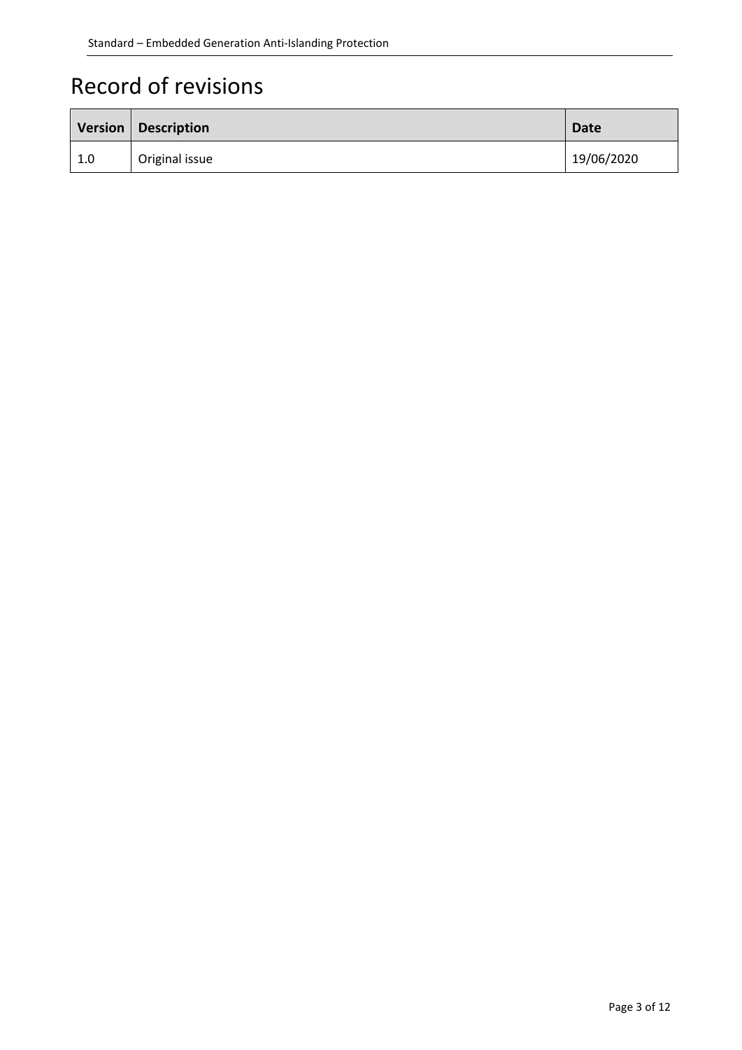# Record of revisions

| Version | Description | Date |
| --- | --- | --- |
| 1.0 | Original issue | 19/06/2020 |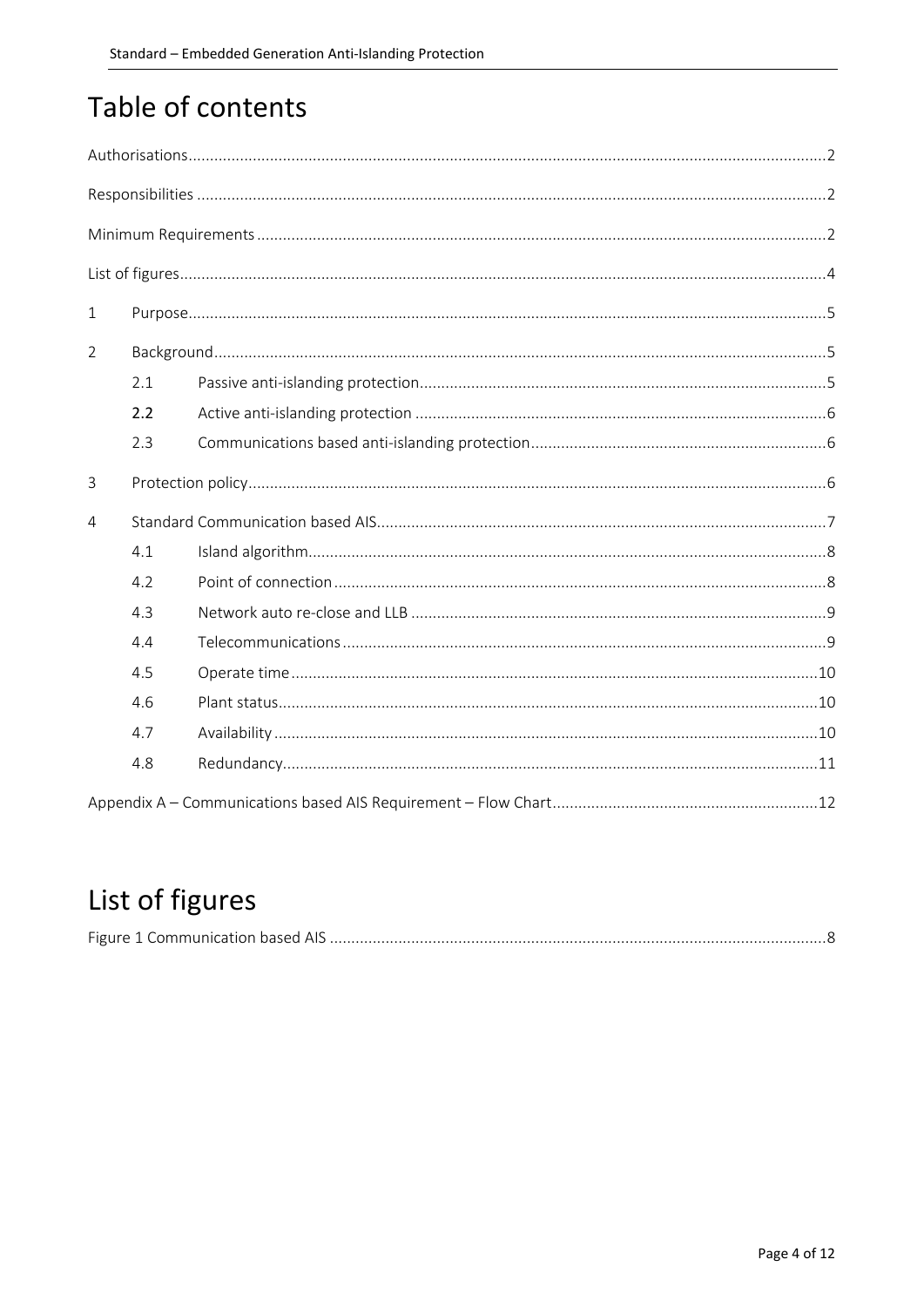# Table of contents

Authorisations ..... 2

Responsibilities ..... 2

Minimum Requirements ..... 2

List of figures ..... 4

1 Purpose ..... 5

2 Background ..... 5

- 2.1 Passive anti-islanding protection ..... 5
- 2.2 Active anti-islanding protection ..... 6
- 2.3 Communications based anti-islanding protection ..... 6

3 Protection policy ..... 6

4 Standard Communication based AIS ..... 7

- 4.1 Island algorithm ..... 8
- 4.2 Point of connection ..... 8
- 4.3 Network auto re-close and LLB ..... 9
- 4.4 Telecommunications ..... 9
- 4.5 Operate time ..... 10
- 4.6 Plant status ..... 10
- 4.7 Availability ..... 10
- 4.8 Redundancy ..... 11

Appendix A – Communications based AIS Requirement – Flow Chart ..... 12

# List of figures

Figure 1 Communication based AIS ..... 8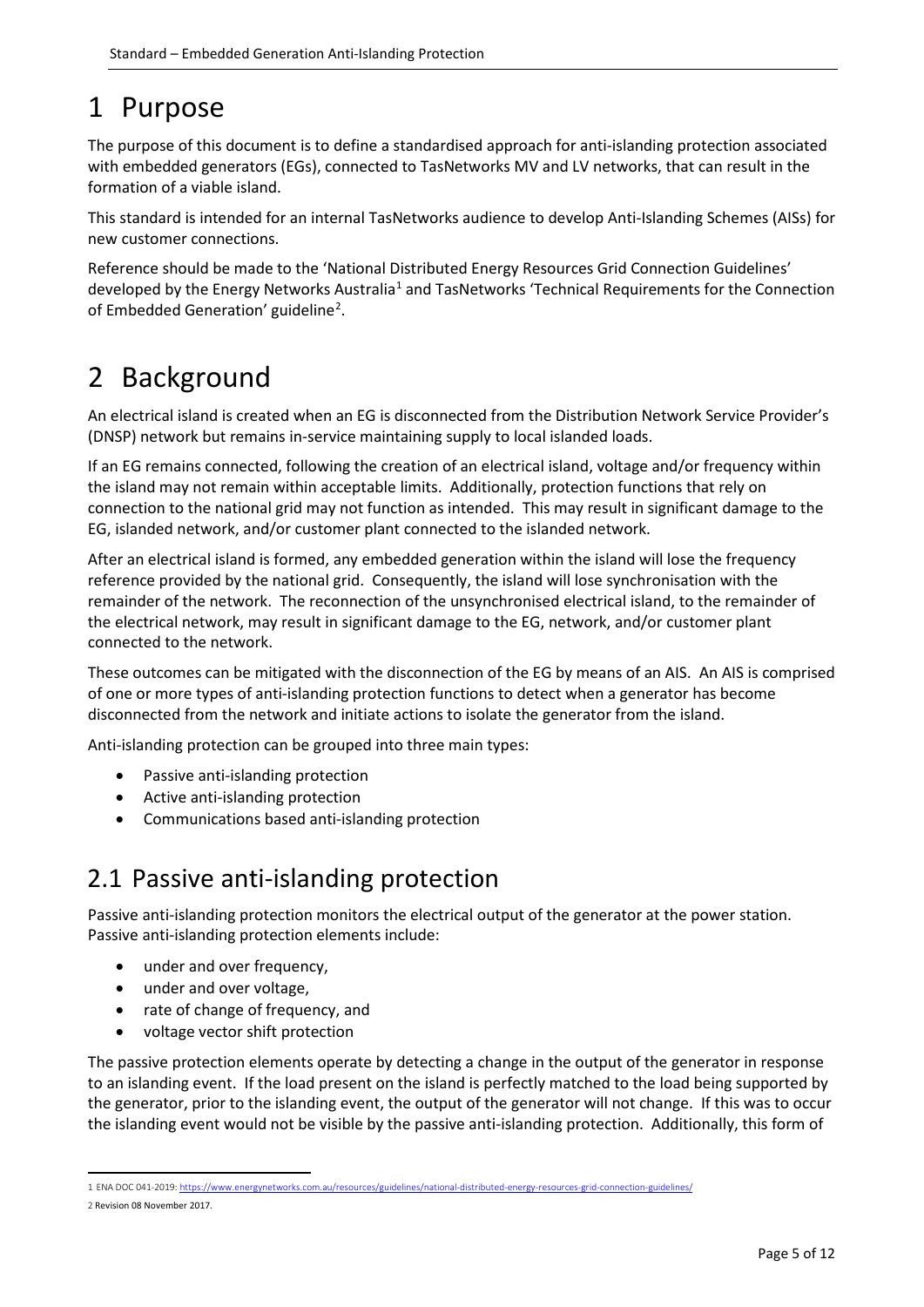# 1 Purpose

The purpose of this document is to define a standardised approach for anti-islanding protection associated with embedded generators (EGs), connected to TasNetworks MV and LV networks, that can result in the formation of a viable island.

This standard is intended for an internal TasNetworks audience to develop Anti-Islanding Schemes (AISs) for new customer connections.

Reference should be made to the 'National Distributed Energy Resources Grid Connection Guidelines' developed by the Energy Networks Australia[1] and TasNetworks 'Technical Requirements for the Connection of Embedded Generation' guideline[2].

# 2 Background

An electrical island is created when an EG is disconnected from the Distribution Network Service Provider's (DNSP) network but remains in-service maintaining supply to local islanded loads.

If an EG remains connected, following the creation of an electrical island, voltage and/or frequency within the island may not remain within acceptable limits. Additionally, protection functions that rely on connection to the national grid may not function as intended. This may result in significant damage to the EG, islanded network, and/or customer plant connected to the islanded network.

After an electrical island is formed, any embedded generation within the island will lose the frequency reference provided by the national grid. Consequently, the island will lose synchronisation with the remainder of the network. The reconnection of the unsynchronised electrical island, to the remainder of the electrical network, may result in significant damage to the EG, network, and/or customer plant connected to the network.

These outcomes can be mitigated with the disconnection of the EG by means of an AIS. An AIS is comprised of one or more types of anti-islanding protection functions to detect when a generator has become disconnected from the network and initiate actions to isolate the generator from the island.

Anti-islanding protection can be grouped into three main types:

- Passive anti-islanding protection
- Active anti-islanding protection
- Communications based anti-islanding protection

## 2.1 Passive anti-islanding protection

Passive anti-islanding protection monitors the electrical output of the generator at the power station. Passive anti-islanding protection elements include:

- under and over frequency,
- under and over voltage,
- rate of change of frequency, and
- voltage vector shift protection

The passive protection elements operate by detecting a change in the output of the generator in response to an islanding event. If the load present on the island is perfectly matched to the load being supported by the generator, prior to the islanding event, the output of the generator will not change. If this was to occur the islanding event would not be visible by the passive anti-islanding protection. Additionally, this form of

---

1 ENA DOC 041-2019: https://www.energynetworks.com.au/resources/guidelines/national-distributed-energy-resources-grid-connection-guidelines/

2 Revision 08 November 2017.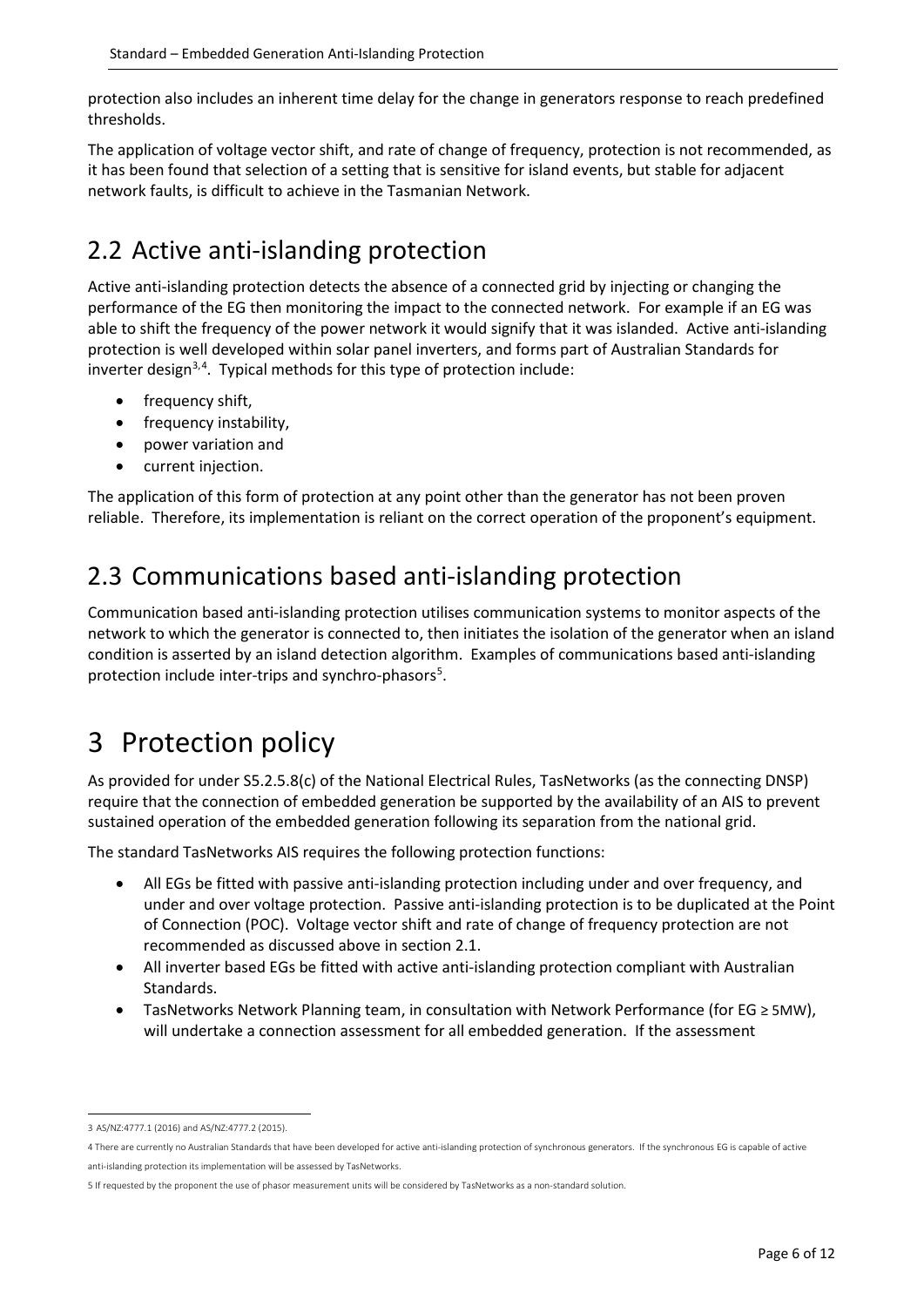protection also includes an inherent time delay for the change in generators response to reach predefined thresholds.

The application of voltage vector shift, and rate of change of frequency, protection is not recommended, as it has been found that selection of a setting that is sensitive for island events, but stable for adjacent network faults, is difficult to achieve in the Tasmanian Network.

## 2.2 Active anti-islanding protection

Active anti-islanding protection detects the absence of a connected grid by injecting or changing the performance of the EG then monitoring the impact to the connected network. For example if an EG was able to shift the frequency of the power network it would signify that it was islanded. Active anti-islanding protection is well developed within solar panel inverters, and forms part of Australian Standards for inverter design[3,4]. Typical methods for this type of protection include:

- frequency shift,
- frequency instability,
- power variation and
- current injection.

The application of this form of protection at any point other than the generator has not been proven reliable. Therefore, its implementation is reliant on the correct operation of the proponent's equipment.

## 2.3 Communications based anti-islanding protection

Communication based anti-islanding protection utilises communication systems to monitor aspects of the network to which the generator is connected to, then initiates the isolation of the generator when an island condition is asserted by an island detection algorithm. Examples of communications based anti-islanding protection include inter-trips and synchro-phasors[5].

# 3 Protection policy

As provided for under S5.2.5.8(c) of the National Electrical Rules, TasNetworks (as the connecting DNSP) require that the connection of embedded generation be supported by the availability of an AIS to prevent sustained operation of the embedded generation following its separation from the national grid.

The standard TasNetworks AIS requires the following protection functions:

- All EGs be fitted with passive anti-islanding protection including under and over frequency, and under and over voltage protection. Passive anti-islanding protection is to be duplicated at the Point of Connection (POC). Voltage vector shift and rate of change of frequency protection are not recommended as discussed above in section 2.1.
- All inverter based EGs be fitted with active anti-islanding protection compliant with Australian Standards.
- TasNetworks Network Planning team, in consultation with Network Performance (for EG ≥ 5MW), will undertake a connection assessment for all embedded generation. If the assessment

---

3 AS/NZ:4777.1 (2016) and AS/NZ:4777.2 (2015).

4 There are currently no Australian Standards that have been developed for active anti-islanding protection of synchronous generators. If the synchronous EG is capable of active anti-islanding protection its implementation will be assessed by TasNetworks.

5 If requested by the proponent the use of phasor measurement units will be considered by TasNetworks as a non-standard solution.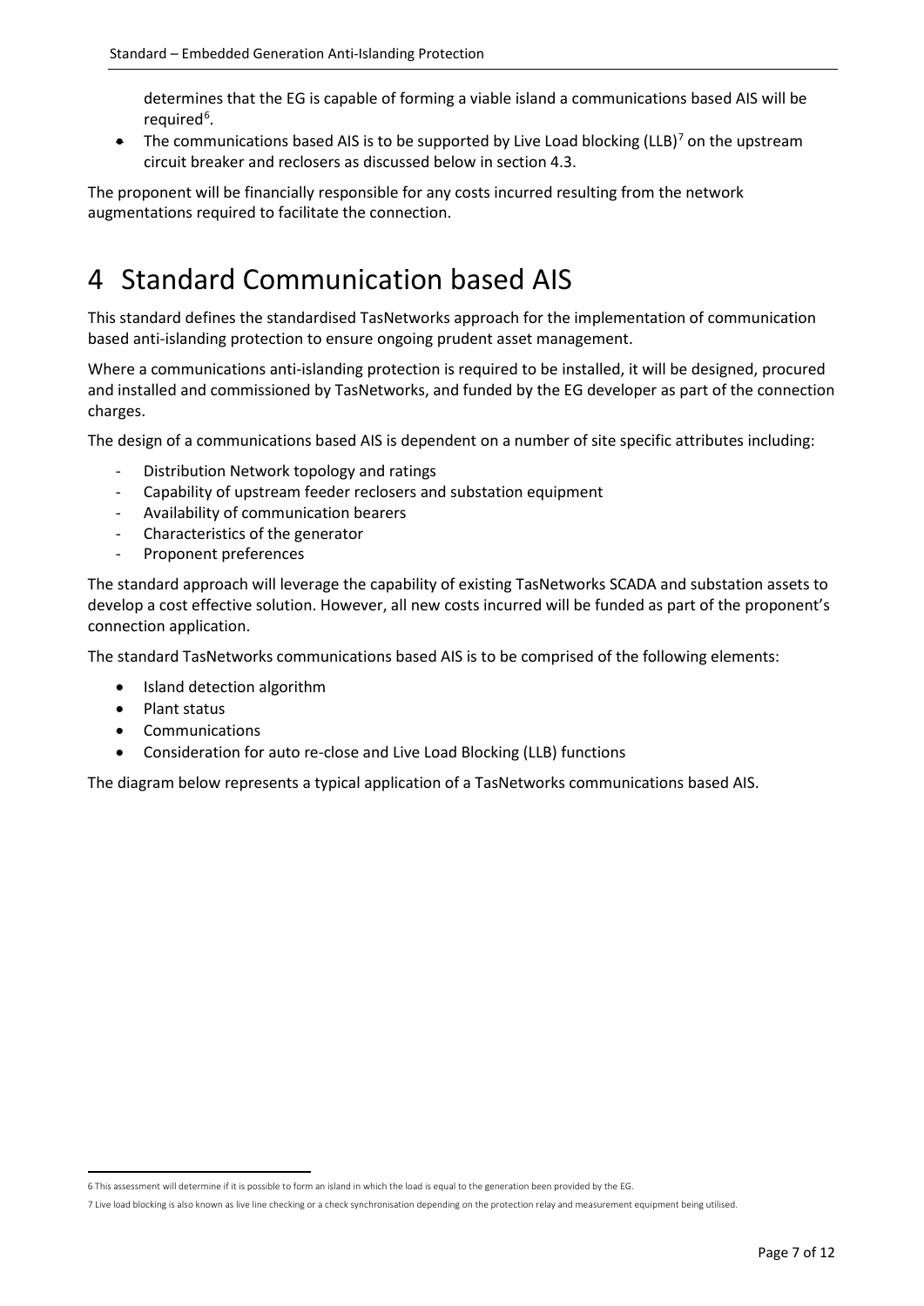determines that the EG is capable of forming a viable island a communications based AIS will be required[6].

- The communications based AIS is to be supported by Live Load blocking (LLB)[7] on the upstream circuit breaker and reclosers as discussed below in section 4.3.

The proponent will be financially responsible for any costs incurred resulting from the network augmentations required to facilitate the connection.

# 4 Standard Communication based AIS

This standard defines the standardised TasNetworks approach for the implementation of communication based anti-islanding protection to ensure ongoing prudent asset management.

Where a communications anti-islanding protection is required to be installed, it will be designed, procured and installed and commissioned by TasNetworks, and funded by the EG developer as part of the connection charges.

The design of a communications based AIS is dependent on a number of site specific attributes including:

- Distribution Network topology and ratings
- Capability of upstream feeder reclosers and substation equipment
- Availability of communication bearers
- Characteristics of the generator
- Proponent preferences

The standard approach will leverage the capability of existing TasNetworks SCADA and substation assets to develop a cost effective solution. However, all new costs incurred will be funded as part of the proponent's connection application.

The standard TasNetworks communications based AIS is to be comprised of the following elements:

- Island detection algorithm
- Plant status
- Communications
- Consideration for auto re-close and Live Load Blocking (LLB) functions

The diagram below represents a typical application of a TasNetworks communications based AIS.

[6] This assessment will determine if it is possible to form an island in which the load is equal to the generation been provided by the EG.

[7] Live load blocking is also known as live line checking or a check synchronisation depending on the protection relay and measurement equipment being utilised.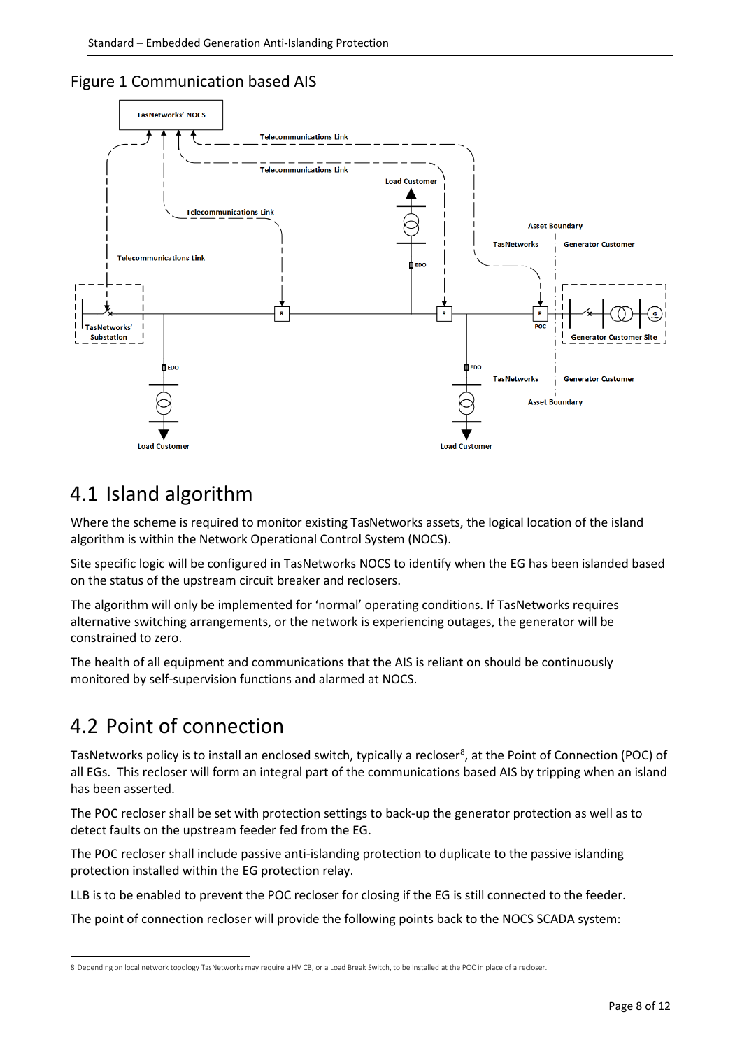Figure 1 Communication based AIS

## 4.1 Island algorithm

Where the scheme is required to monitor existing TasNetworks assets, the logical location of the island algorithm is within the Network Operational Control System (NOCS).

Site specific logic will be configured in TasNetworks NOCS to identify when the EG has been islanded based on the status of the upstream circuit breaker and reclosers.

The algorithm will only be implemented for 'normal' operating conditions. If TasNetworks requires alternative switching arrangements, or the network is experiencing outages, the generator will be constrained to zero.

The health of all equipment and communications that the AIS is reliant on should be continuously monitored by self-supervision functions and alarmed at NOCS.

## 4.2 Point of connection

TasNetworks policy is to install an enclosed switch, typically a recloser[8], at the Point of Connection (POC) of all EGs. This recloser will form an integral part of the communications based AIS by tripping when an island has been asserted.

The POC recloser shall be set with protection settings to back-up the generator protection as well as to detect faults on the upstream feeder fed from the EG.

The POC recloser shall include passive anti-islanding protection to duplicate to the passive islanding protection installed within the EG protection relay.

LLB is to be enabled to prevent the POC recloser for closing if the EG is still connected to the feeder.

The point of connection recloser will provide the following points back to the NOCS SCADA system:

[8] Depending on local network topology TasNetworks may require a HV CB, or a Load Break Switch, to be installed at the POC in place of a recloser.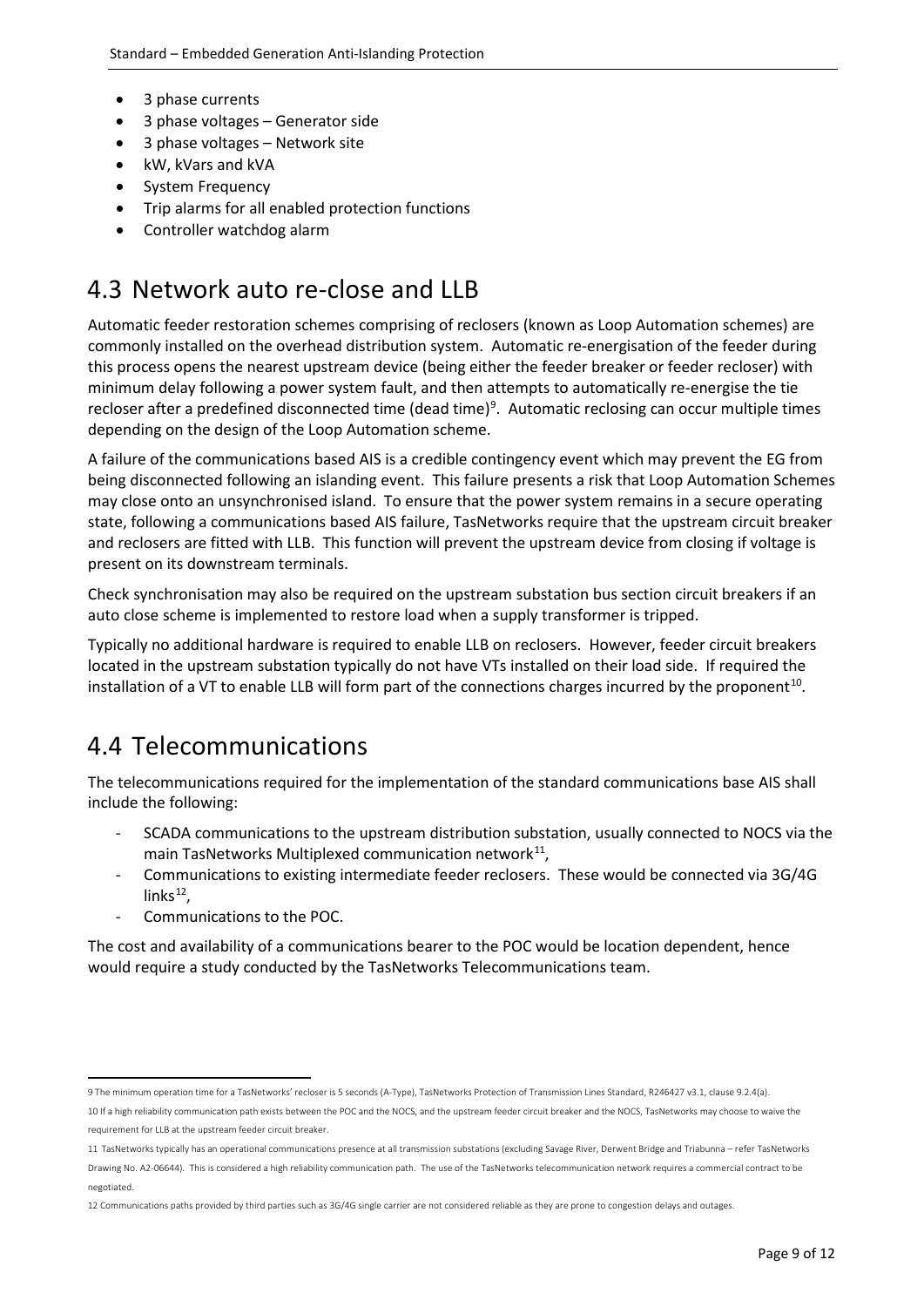- 3 phase currents
- 3 phase voltages – Generator side
- 3 phase voltages – Network site
- kW, kVars and kVA
- System Frequency
- Trip alarms for all enabled protection functions
- Controller watchdog alarm

## 4.3 Network auto re-close and LLB

Automatic feeder restoration schemes comprising of reclosers (known as Loop Automation schemes) are commonly installed on the overhead distribution system. Automatic re-energisation of the feeder during this process opens the nearest upstream device (being either the feeder breaker or feeder recloser) with minimum delay following a power system fault, and then attempts to automatically re-energise the tie recloser after a predefined disconnected time (dead time)[9]. Automatic reclosing can occur multiple times depending on the design of the Loop Automation scheme.

A failure of the communications based AIS is a credible contingency event which may prevent the EG from being disconnected following an islanding event. This failure presents a risk that Loop Automation Schemes may close onto an unsynchronised island. To ensure that the power system remains in a secure operating state, following a communications based AIS failure, TasNetworks require that the upstream circuit breaker and reclosers are fitted with LLB. This function will prevent the upstream device from closing if voltage is present on its downstream terminals.

Check synchronisation may also be required on the upstream substation bus section circuit breakers if an auto close scheme is implemented to restore load when a supply transformer is tripped.

Typically no additional hardware is required to enable LLB on reclosers. However, feeder circuit breakers located in the upstream substation typically do not have VTs installed on their load side. If required the installation of a VT to enable LLB will form part of the connections charges incurred by the proponent[10].

## 4.4 Telecommunications

The telecommunications required for the implementation of the standard communications base AIS shall include the following:

- SCADA communications to the upstream distribution substation, usually connected to NOCS via the main TasNetworks Multiplexed communication network[11],
- Communications to existing intermediate feeder reclosers. These would be connected via 3G/4G links[12],
- Communications to the POC.

The cost and availability of a communications bearer to the POC would be location dependent, hence would require a study conducted by the TasNetworks Telecommunications team.

---

9 The minimum operation time for a TasNetworks' recloser is 5 seconds (A-Type), TasNetworks Protection of Transmission Lines Standard, R246427 v3.1, clause 9.2.4(a).

10 If a high reliability communication path exists between the POC and the NOCS, and the upstream feeder circuit breaker and the NOCS, TasNetworks may choose to waive the requirement for LLB at the upstream feeder circuit breaker.

11 TasNetworks typically has an operational communications presence at all transmission substations (excluding Savage River, Derwent Bridge and Triabunna – refer TasNetworks Drawing No. A2-06644). This is considered a high reliability communication path. The use of the TasNetworks telecommunication network requires a commercial contract to be negotiated.

12 Communications paths provided by third parties such as 3G/4G single carrier are not considered reliable as they are prone to congestion delays and outages.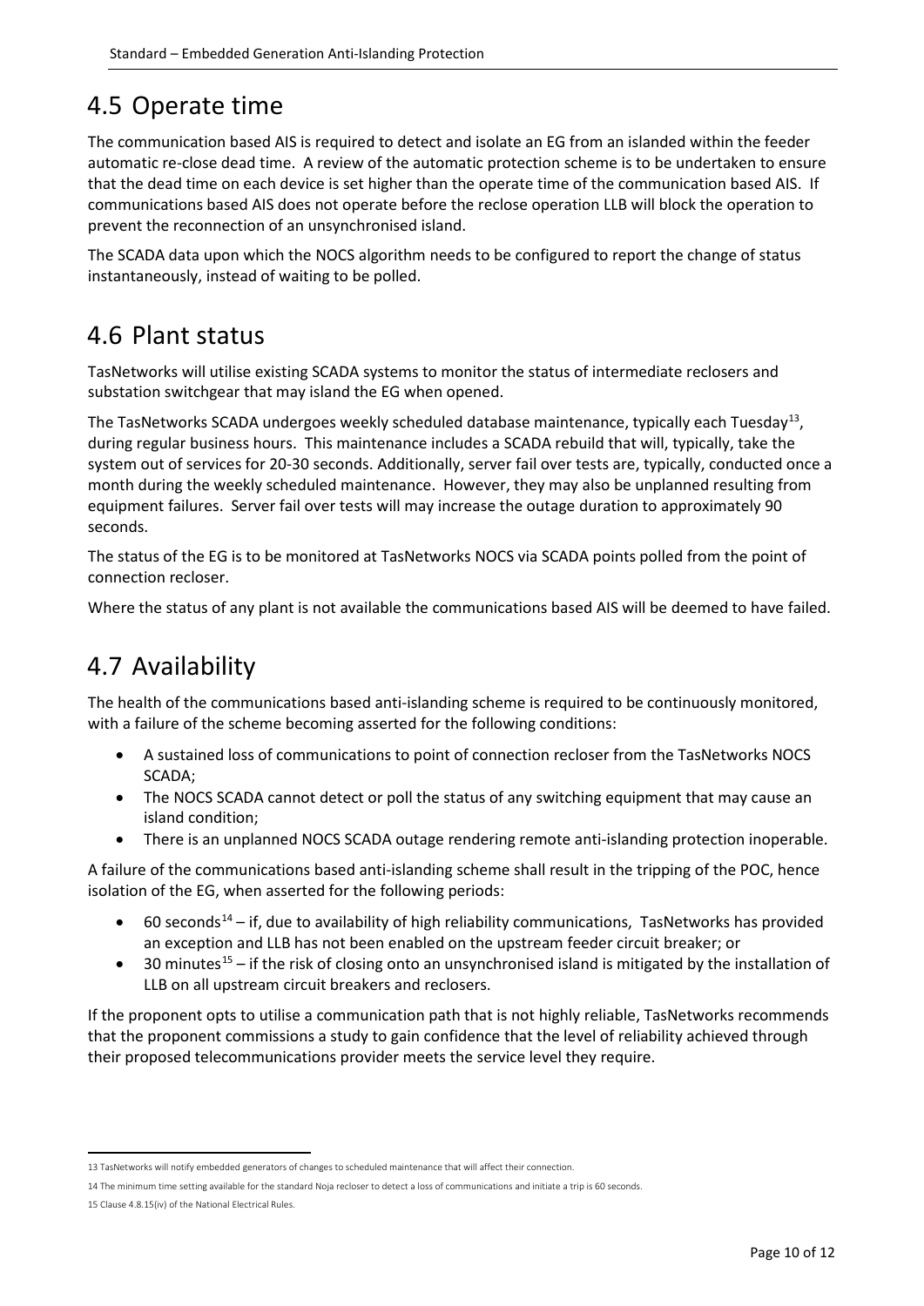## 4.5 Operate time

The communication based AIS is required to detect and isolate an EG from an islanded within the feeder automatic re-close dead time. A review of the automatic protection scheme is to be undertaken to ensure that the dead time on each device is set higher than the operate time of the communication based AIS. If communications based AIS does not operate before the reclose operation LLB will block the operation to prevent the reconnection of an unsynchronised island.

The SCADA data upon which the NOCS algorithm needs to be configured to report the change of status instantaneously, instead of waiting to be polled.

## 4.6 Plant status

TasNetworks will utilise existing SCADA systems to monitor the status of intermediate reclosers and substation switchgear that may island the EG when opened.

The TasNetworks SCADA undergoes weekly scheduled database maintenance, typically each Tuesday[13], during regular business hours. This maintenance includes a SCADA rebuild that will, typically, take the system out of services for 20-30 seconds. Additionally, server fail over tests are, typically, conducted once a month during the weekly scheduled maintenance. However, they may also be unplanned resulting from equipment failures. Server fail over tests will may increase the outage duration to approximately 90 seconds.

The status of the EG is to be monitored at TasNetworks NOCS via SCADA points polled from the point of connection recloser.

Where the status of any plant is not available the communications based AIS will be deemed to have failed.

## 4.7 Availability

The health of the communications based anti-islanding scheme is required to be continuously monitored, with a failure of the scheme becoming asserted for the following conditions:

- A sustained loss of communications to point of connection recloser from the TasNetworks NOCS SCADA;
- The NOCS SCADA cannot detect or poll the status of any switching equipment that may cause an island condition;
- There is an unplanned NOCS SCADA outage rendering remote anti-islanding protection inoperable.

A failure of the communications based anti-islanding scheme shall result in the tripping of the POC, hence isolation of the EG, when asserted for the following periods:

- 60 seconds[14] – if, due to availability of high reliability communications, TasNetworks has provided an exception and LLB has not been enabled on the upstream feeder circuit breaker; or
- 30 minutes[15] – if the risk of closing onto an unsynchronised island is mitigated by the installation of LLB on all upstream circuit breakers and reclosers.

If the proponent opts to utilise a communication path that is not highly reliable, TasNetworks recommends that the proponent commissions a study to gain confidence that the level of reliability achieved through their proposed telecommunications provider meets the service level they require.

---

13 TasNetworks will notify embedded generators of changes to scheduled maintenance that will affect their connection.

14 The minimum time setting available for the standard Noja recloser to detect a loss of communications and initiate a trip is 60 seconds.

15 Clause 4.8.15(iv) of the National Electrical Rules.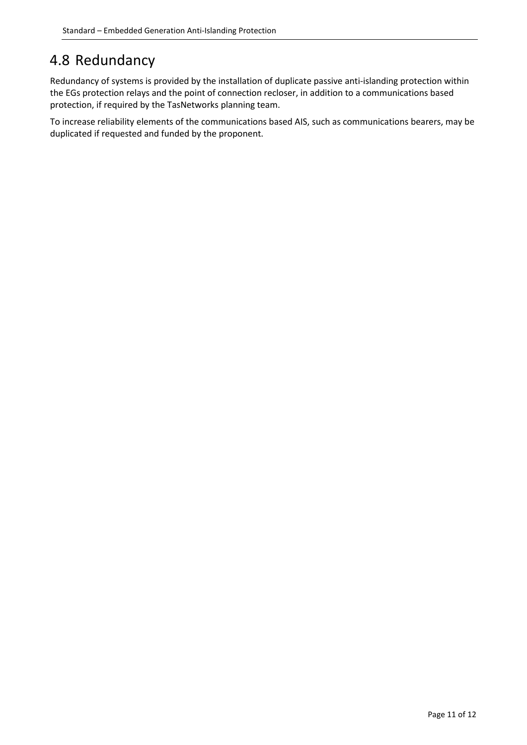## 4.8 Redundancy

Redundancy of systems is provided by the installation of duplicate passive anti-islanding protection within the EGs protection relays and the point of connection recloser, in addition to a communications based protection, if required by the TasNetworks planning team.

To increase reliability elements of the communications based AIS, such as communications bearers, may be duplicated if requested and funded by the proponent.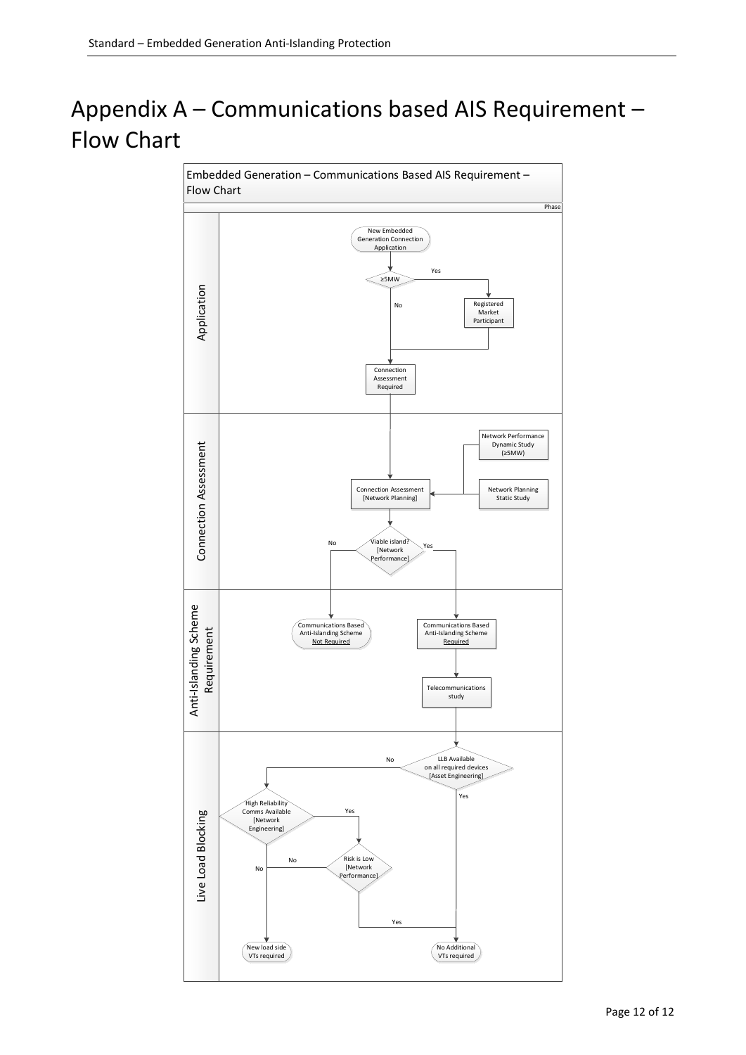# Appendix A – Communications based AIS Requirement – Flow Chart

Embedded Generation – Communications Based AIS Requirement – Flow Chart

Phase

Application

New Embedded Generation Connection Application

≥5MW

Yes

No

Registered Market Participant

Connection Assessment Required

Connection Assessment

Network Performance Dynamic Study (≥5MW)

Connection Assessment [Network Planning]

Network Planning Static Study

Viable island? [Network Performance]

No

Yes

Anti-Islanding Scheme Requirement

Communications Based Anti-Islanding Scheme Not Required

Communications Based Anti-Islanding Scheme Required

Telecommunications study

Live Load Blocking

LLB Available on all required devices [Asset Engineering]

No

Yes

High Reliability Comms Available [Network Engineering]

Yes

No

Risk is Low [Network Performance]

No

Yes

New load side VTs required

No Additional VTs required